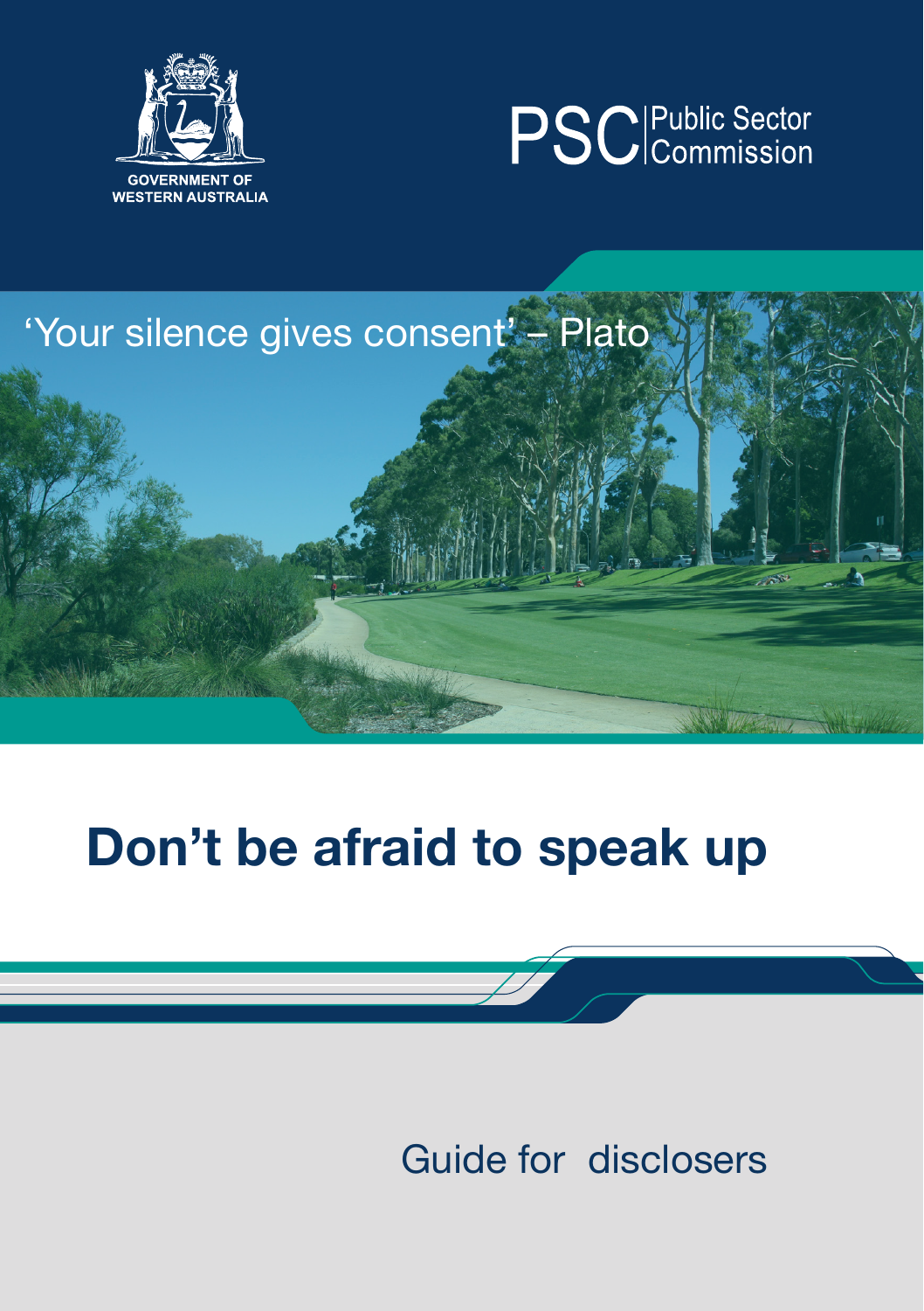GOVERNMENT OF WESTERN AUSTRALIA

PSC Public Sector Commission

'Your silence gives consent' – Plato

# Don't be afraid to speak up

Guide for disclosers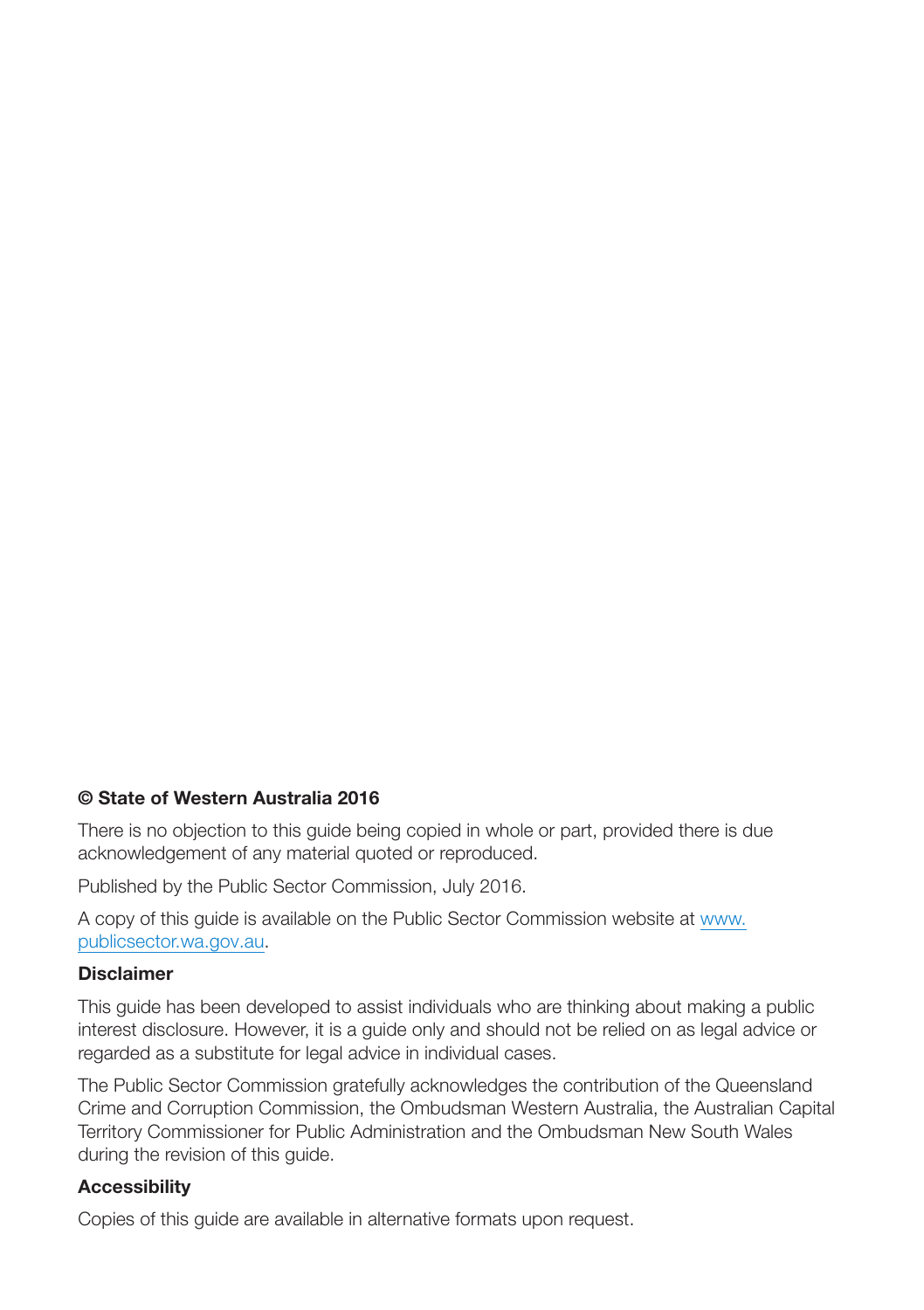**© State of Western Australia 2016**

There is no objection to this guide being copied in whole or part, provided there is due acknowledgement of any material quoted or reproduced.

Published by the Public Sector Commission, July 2016.

A copy of this guide is available on the Public Sector Commission website at [www.publicsector.wa.gov.au](http://www.publicsector.wa.gov.au).

**Disclaimer**

This guide has been developed to assist individuals who are thinking about making a public interest disclosure. However, it is a guide only and should not be relied on as legal advice or regarded as a substitute for legal advice in individual cases.

The Public Sector Commission gratefully acknowledges the contribution of the Queensland Crime and Corruption Commission, the Ombudsman Western Australia, the Australian Capital Territory Commissioner for Public Administration and the Ombudsman New South Wales during the revision of this guide.

**Accessibility**

Copies of this guide are available in alternative formats upon request.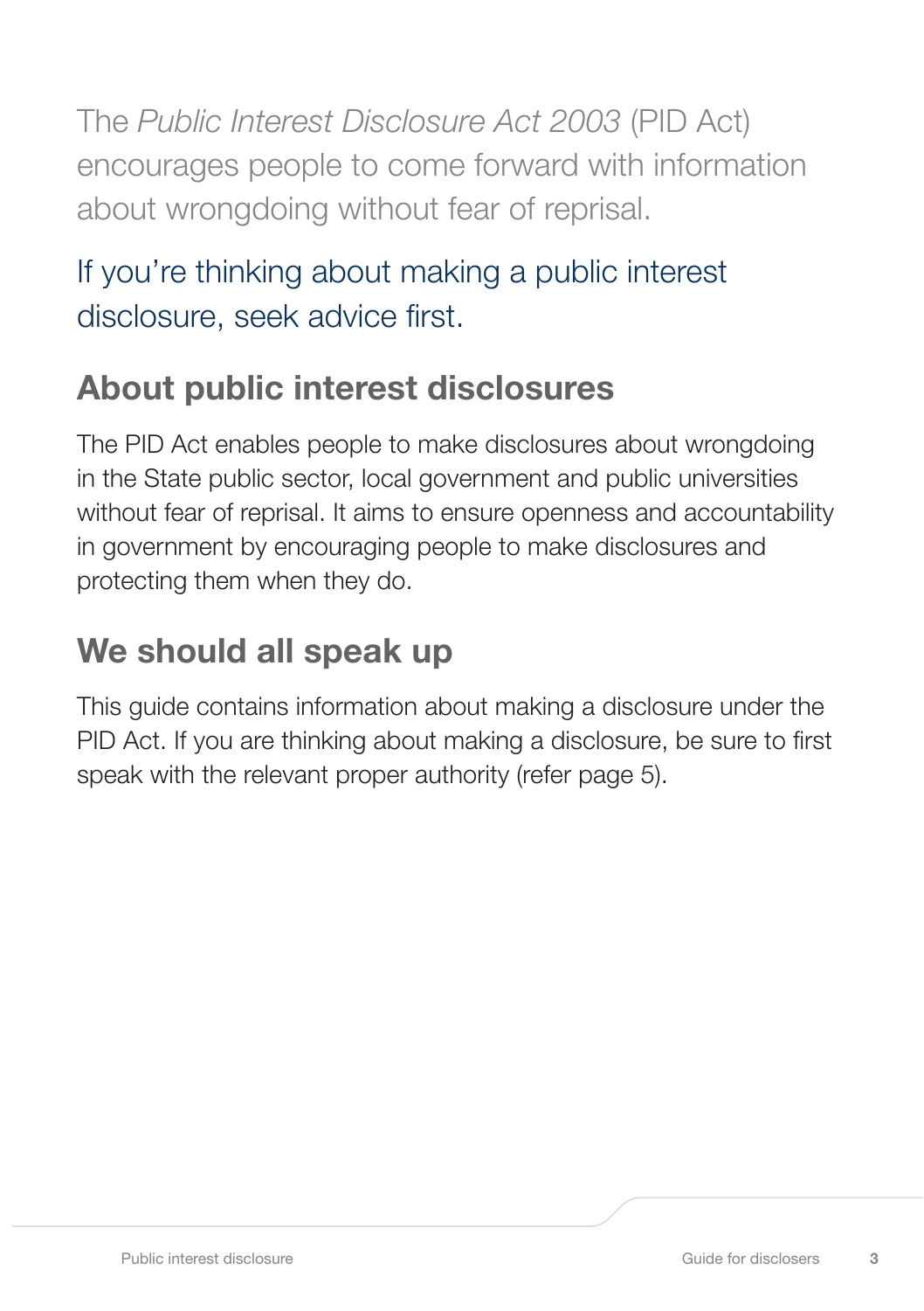The *Public Interest Disclosure Act 2003* (PID Act) encourages people to come forward with information about wrongdoing without fear of reprisal.

If you're thinking about making a public interest disclosure, seek advice first.

## About public interest disclosures

The PID Act enables people to make disclosures about wrongdoing in the State public sector, local government and public universities without fear of reprisal. It aims to ensure openness and accountability in government by encouraging people to make disclosures and protecting them when they do.

## We should all speak up

This guide contains information about making a disclosure under the PID Act. If you are thinking about making a disclosure, be sure to first speak with the relevant proper authority (refer page 5).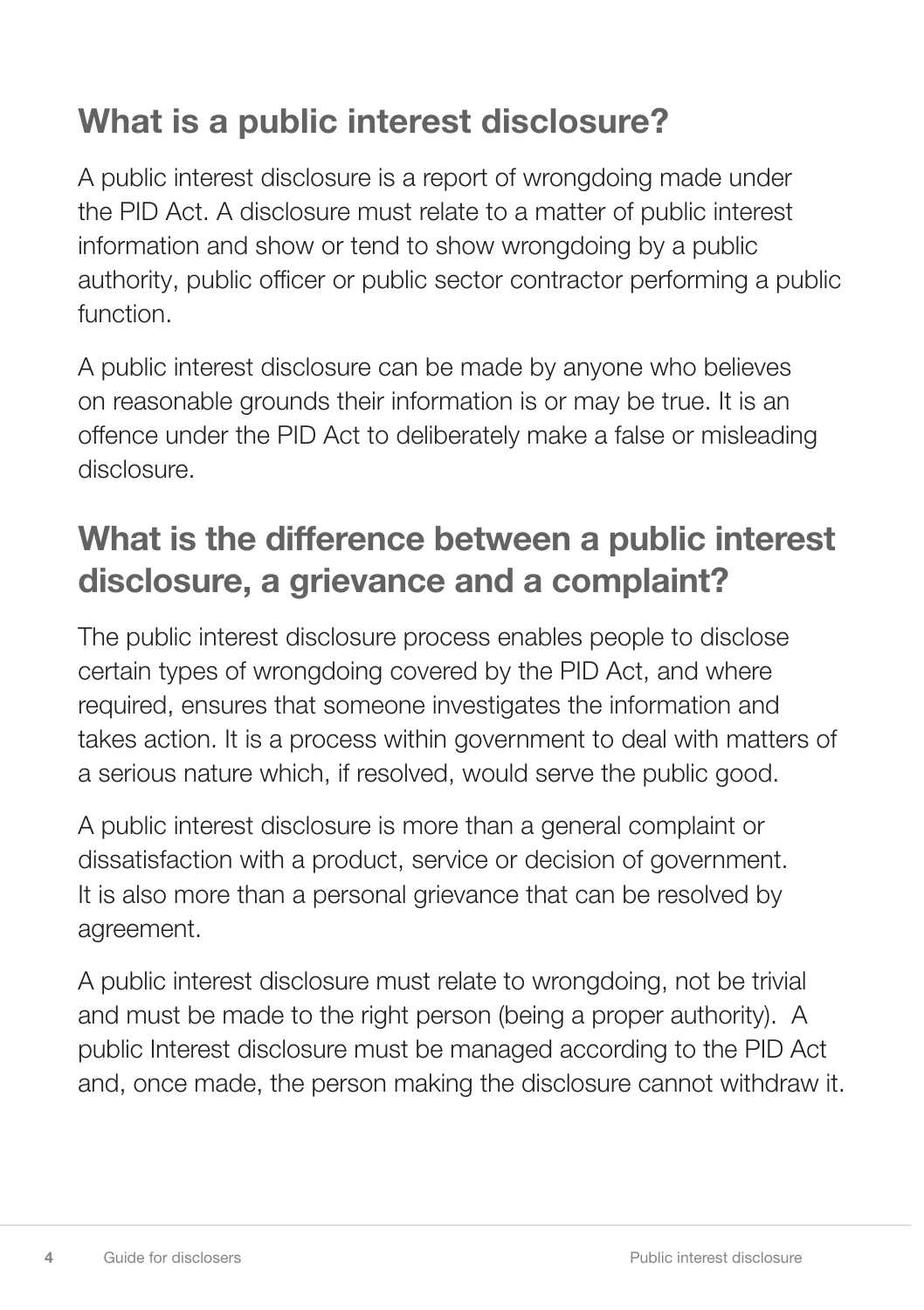## What is a public interest disclosure?

A public interest disclosure is a report of wrongdoing made under the PID Act. A disclosure must relate to a matter of public interest information and show or tend to show wrongdoing by a public authority, public officer or public sector contractor performing a public function.

A public interest disclosure can be made by anyone who believes on reasonable grounds their information is or may be true. It is an offence under the PID Act to deliberately make a false or misleading disclosure.

## What is the difference between a public interest disclosure, a grievance and a complaint?

The public interest disclosure process enables people to disclose certain types of wrongdoing covered by the PID Act, and where required, ensures that someone investigates the information and takes action. It is a process within government to deal with matters of a serious nature which, if resolved, would serve the public good.

A public interest disclosure is more than a general complaint or dissatisfaction with a product, service or decision of government. It is also more than a personal grievance that can be resolved by agreement.

A public interest disclosure must relate to wrongdoing, not be trivial and must be made to the right person (being a proper authority). A public Interest disclosure must be managed according to the PID Act and, once made, the person making the disclosure cannot withdraw it.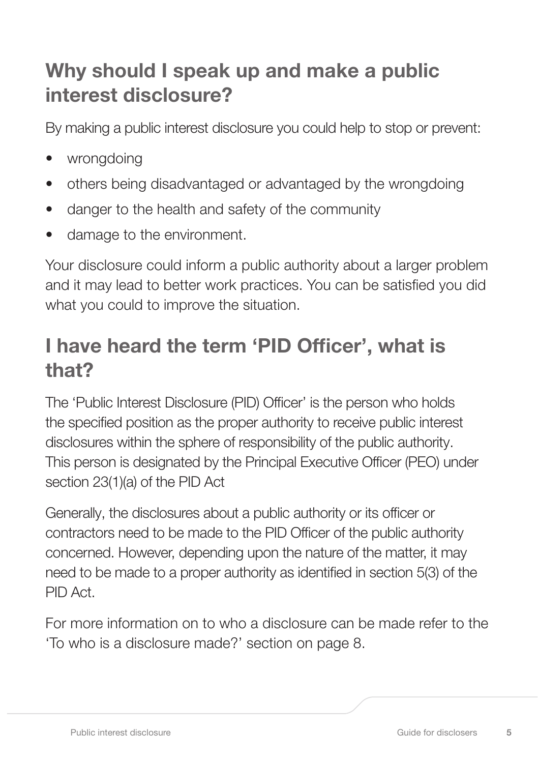## Why should I speak up and make a public interest disclosure?

By making a public interest disclosure you could help to stop or prevent:

- wrongdoing
- others being disadvantaged or advantaged by the wrongdoing
- danger to the health and safety of the community
- damage to the environment.

Your disclosure could inform a public authority about a larger problem and it may lead to better work practices. You can be satisfied you did what you could to improve the situation.

## I have heard the term 'PID Officer', what is that?

The 'Public Interest Disclosure (PID) Officer' is the person who holds the specified position as the proper authority to receive public interest disclosures within the sphere of responsibility of the public authority. This person is designated by the Principal Executive Officer (PEO) under section 23(1)(a) of the PID Act

Generally, the disclosures about a public authority or its officer or contractors need to be made to the PID Officer of the public authority concerned. However, depending upon the nature of the matter, it may need to be made to a proper authority as identified in section 5(3) of the PID Act.

For more information on to who a disclosure can be made refer to the 'To who is a disclosure made?' section on page 8.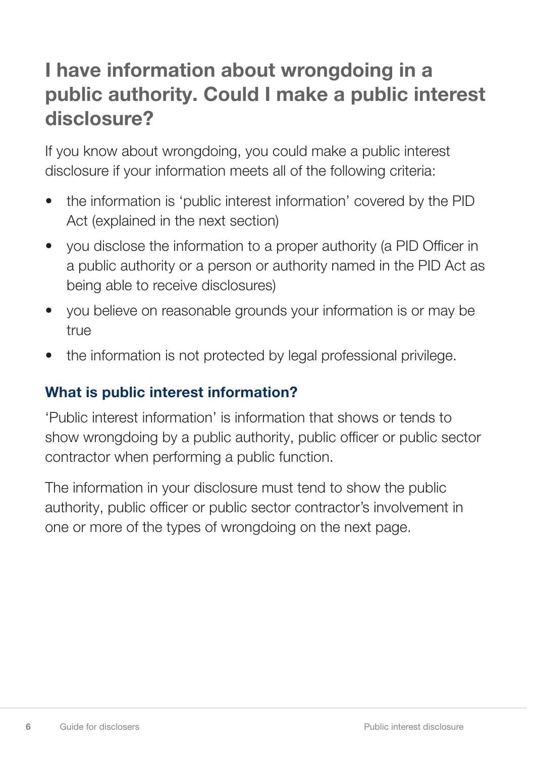# I have information about wrongdoing in a public authority. Could I make a public interest disclosure?

If you know about wrongdoing, you could make a public interest disclosure if your information meets all of the following criteria:

- the information is 'public interest information' covered by the PID Act (explained in the next section)
- you disclose the information to a proper authority (a PID Officer in a public authority or a person or authority named in the PID Act as being able to receive disclosures)
- you believe on reasonable grounds your information is or may be true
- the information is not protected by legal professional privilege.

## What is public interest information?

'Public interest information' is information that shows or tends to show wrongdoing by a public authority, public officer or public sector contractor when performing a public function.

The information in your disclosure must tend to show the public authority, public officer or public sector contractor's involvement in one or more of the types of wrongdoing on the next page.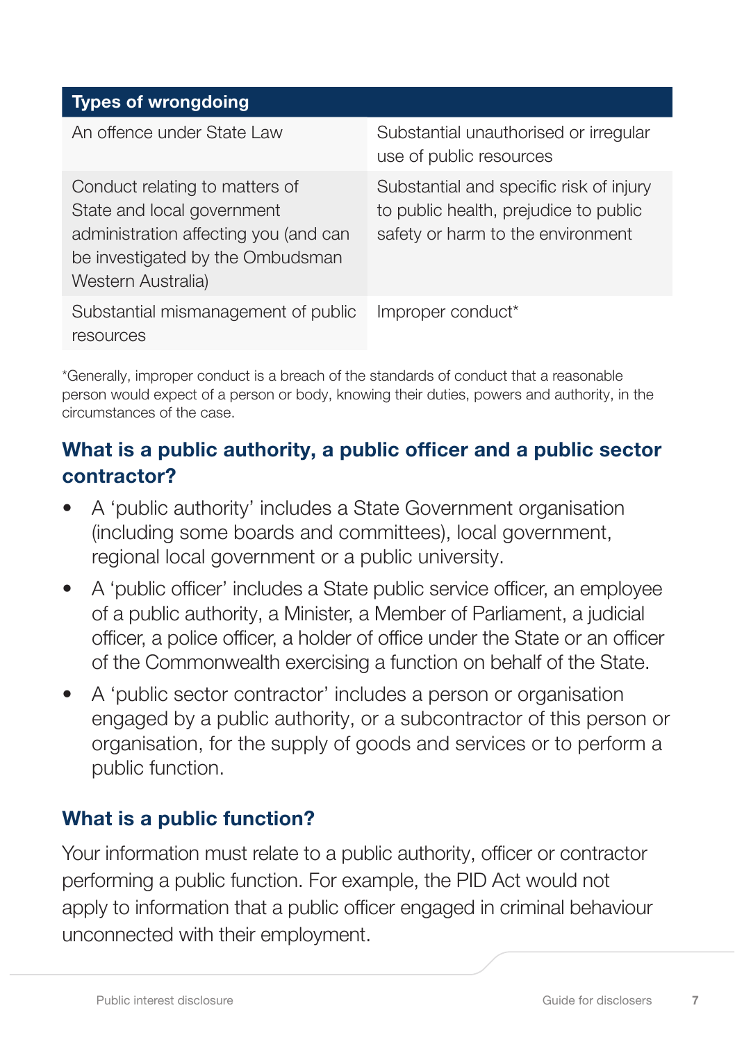| Types of wrongdoing | |
|---|---|
| An offence under State Law | Substantial unauthorised or irregular use of public resources |
| Conduct relating to matters of State and local government administration affecting you (and can be investigated by the Ombudsman Western Australia) | Substantial and specific risk of injury to public health, prejudice to public safety or harm to the environment |
| Substantial mismanagement of public resources | Improper conduct* |

*Generally, improper conduct is a breach of the standards of conduct that a reasonable person would expect of a person or body, knowing their duties, powers and authority, in the circumstances of the case.

## What is a public authority, a public officer and a public sector contractor?

- A 'public authority' includes a State Government organisation (including some boards and committees), local government, regional local government or a public university.
- A 'public officer' includes a State public service officer, an employee of a public authority, a Minister, a Member of Parliament, a judicial officer, a police officer, a holder of office under the State or an officer of the Commonwealth exercising a function on behalf of the State.
- A 'public sector contractor' includes a person or organisation engaged by a public authority, or a subcontractor of this person or organisation, for the supply of goods and services or to perform a public function.

## What is a public function?

Your information must relate to a public authority, officer or contractor performing a public function. For example, the PID Act would not apply to information that a public officer engaged in criminal behaviour unconnected with their employment.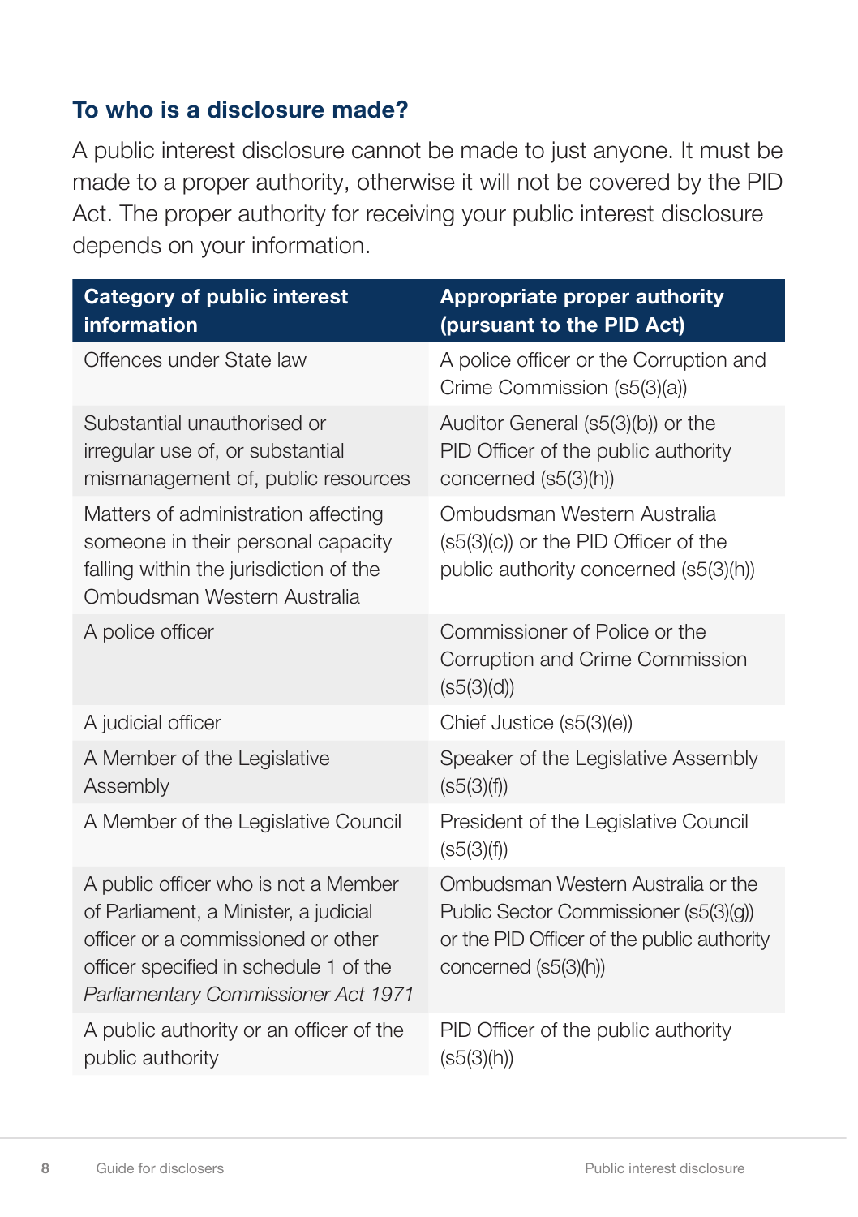## To who is a disclosure made?

A public interest disclosure cannot be made to just anyone. It must be made to a proper authority, otherwise it will not be covered by the PID Act. The proper authority for receiving your public interest disclosure depends on your information.

| Category of public interest information | Appropriate proper authority (pursuant to the PID Act) |
| --- | --- |
| Offences under State law | A police officer or the Corruption and Crime Commission (s5(3)(a)) |
| Substantial unauthorised or irregular use of, or substantial mismanagement of, public resources | Auditor General (s5(3)(b)) or the PID Officer of the public authority concerned (s5(3)(h)) |
| Matters of administration affecting someone in their personal capacity falling within the jurisdiction of the Ombudsman Western Australia | Ombudsman Western Australia (s5(3)(c)) or the PID Officer of the public authority concerned (s5(3)(h)) |
| A police officer | Commissioner of Police or the Corruption and Crime Commission (s5(3)(d)) |
| A judicial officer | Chief Justice (s5(3)(e)) |
| A Member of the Legislative Assembly | Speaker of the Legislative Assembly (s5(3)(f)) |
| A Member of the Legislative Council | President of the Legislative Council (s5(3)(f)) |
| A public officer who is not a Member of Parliament, a Minister, a judicial officer or a commissioned or other officer specified in schedule 1 of the *Parliamentary Commissioner Act 1971* | Ombudsman Western Australia or the Public Sector Commissioner (s5(3)(g)) or the PID Officer of the public authority concerned (s5(3)(h)) |
| A public authority or an officer of the public authority | PID Officer of the public authority (s5(3)(h)) |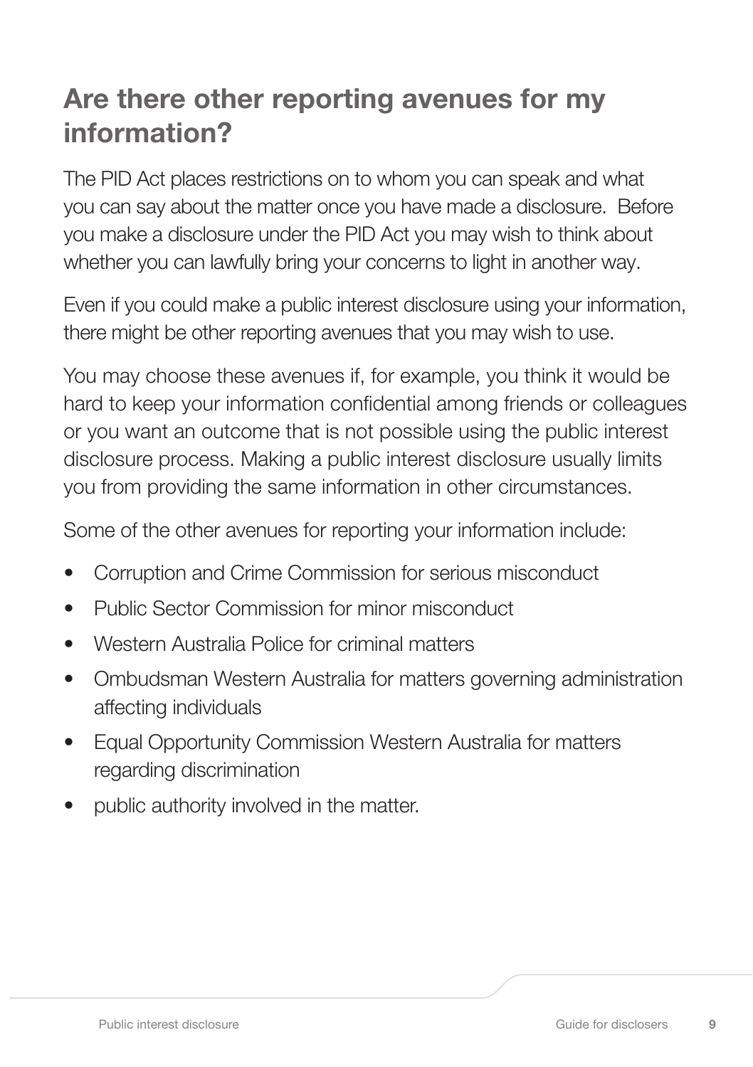## Are there other reporting avenues for my information?

The PID Act places restrictions on to whom you can speak and what you can say about the matter once you have made a disclosure. Before you make a disclosure under the PID Act you may wish to think about whether you can lawfully bring your concerns to light in another way.

Even if you could make a public interest disclosure using your information, there might be other reporting avenues that you may wish to use.

You may choose these avenues if, for example, you think it would be hard to keep your information confidential among friends or colleagues or you want an outcome that is not possible using the public interest disclosure process. Making a public interest disclosure usually limits you from providing the same information in other circumstances.

Some of the other avenues for reporting your information include:

- Corruption and Crime Commission for serious misconduct
- Public Sector Commission for minor misconduct
- Western Australia Police for criminal matters
- Ombudsman Western Australia for matters governing administration affecting individuals
- Equal Opportunity Commission Western Australia for matters regarding discrimination
- public authority involved in the matter.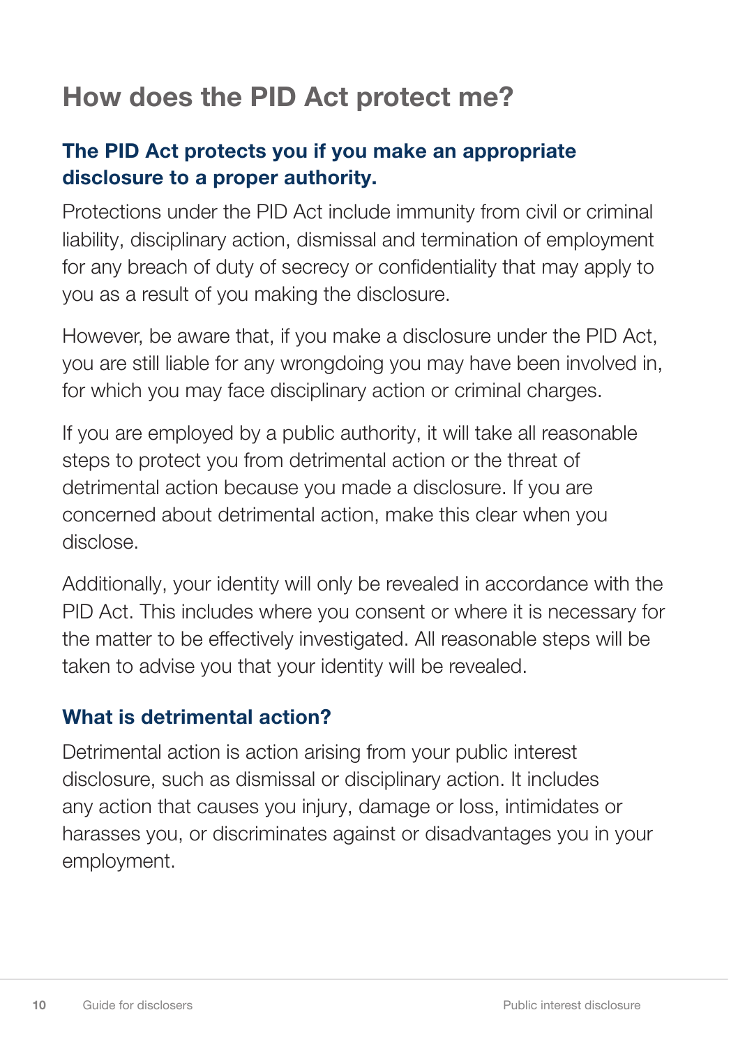# How does the PID Act protect me?

### The PID Act protects you if you make an appropriate disclosure to a proper authority.

Protections under the PID Act include immunity from civil or criminal liability, disciplinary action, dismissal and termination of employment for any breach of duty of secrecy or confidentiality that may apply to you as a result of you making the disclosure.

However, be aware that, if you make a disclosure under the PID Act, you are still liable for any wrongdoing you may have been involved in, for which you may face disciplinary action or criminal charges.

If you are employed by a public authority, it will take all reasonable steps to protect you from detrimental action or the threat of detrimental action because you made a disclosure. If you are concerned about detrimental action, make this clear when you disclose.

Additionally, your identity will only be revealed in accordance with the PID Act. This includes where you consent or where it is necessary for the matter to be effectively investigated. All reasonable steps will be taken to advise you that your identity will be revealed.

### What is detrimental action?

Detrimental action is action arising from your public interest disclosure, such as dismissal or disciplinary action. It includes any action that causes you injury, damage or loss, intimidates or harasses you, or discriminates against or disadvantages you in your employment.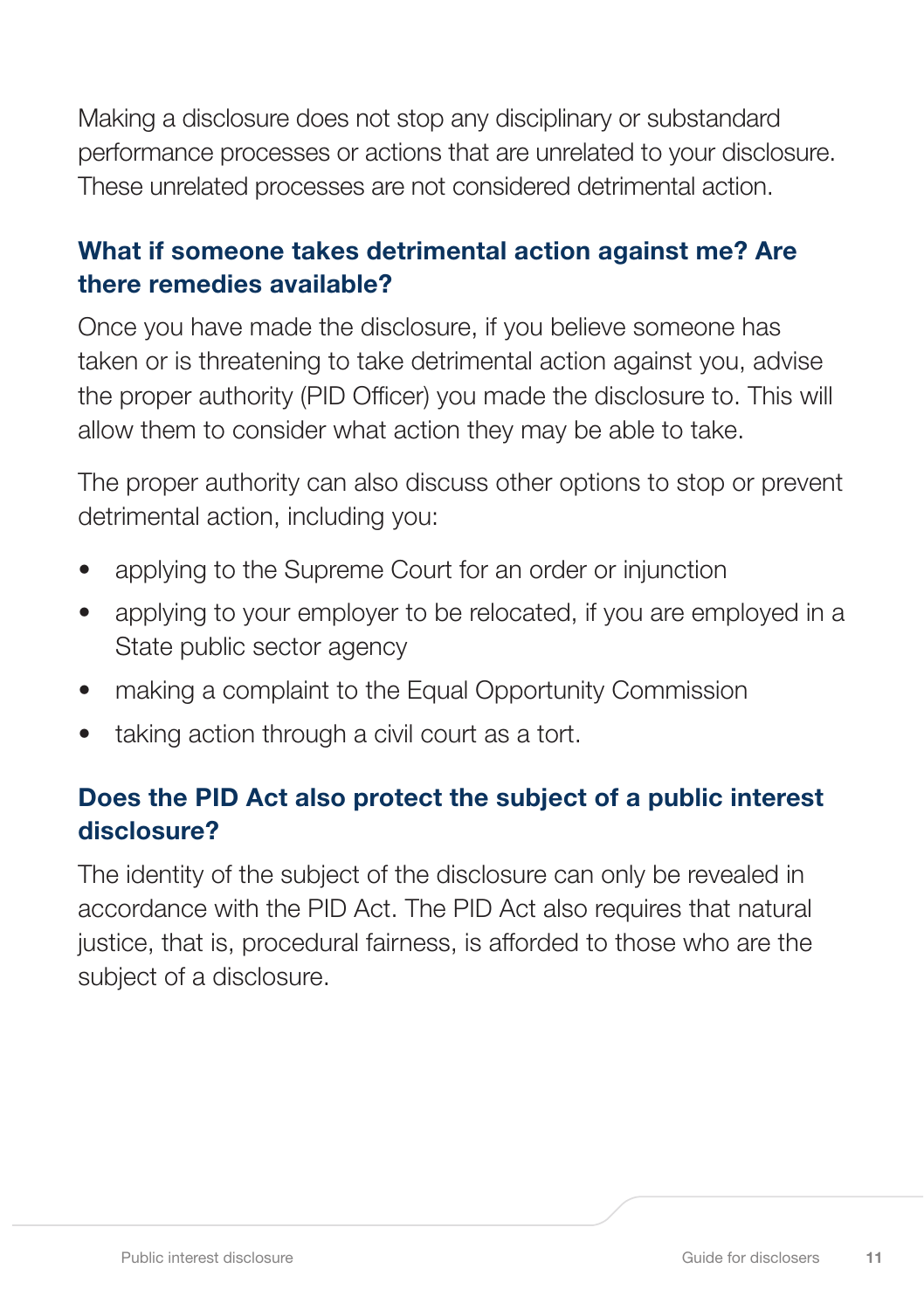Making a disclosure does not stop any disciplinary or substandard performance processes or actions that are unrelated to your disclosure. These unrelated processes are not considered detrimental action.

## What if someone takes detrimental action against me? Are there remedies available?

Once you have made the disclosure, if you believe someone has taken or is threatening to take detrimental action against you, advise the proper authority (PID Officer) you made the disclosure to. This will allow them to consider what action they may be able to take.

The proper authority can also discuss other options to stop or prevent detrimental action, including you:

- applying to the Supreme Court for an order or injunction
- applying to your employer to be relocated, if you are employed in a State public sector agency
- making a complaint to the Equal Opportunity Commission
- taking action through a civil court as a tort.

## Does the PID Act also protect the subject of a public interest disclosure?

The identity of the subject of the disclosure can only be revealed in accordance with the PID Act. The PID Act also requires that natural justice, that is, procedural fairness, is afforded to those who are the subject of a disclosure.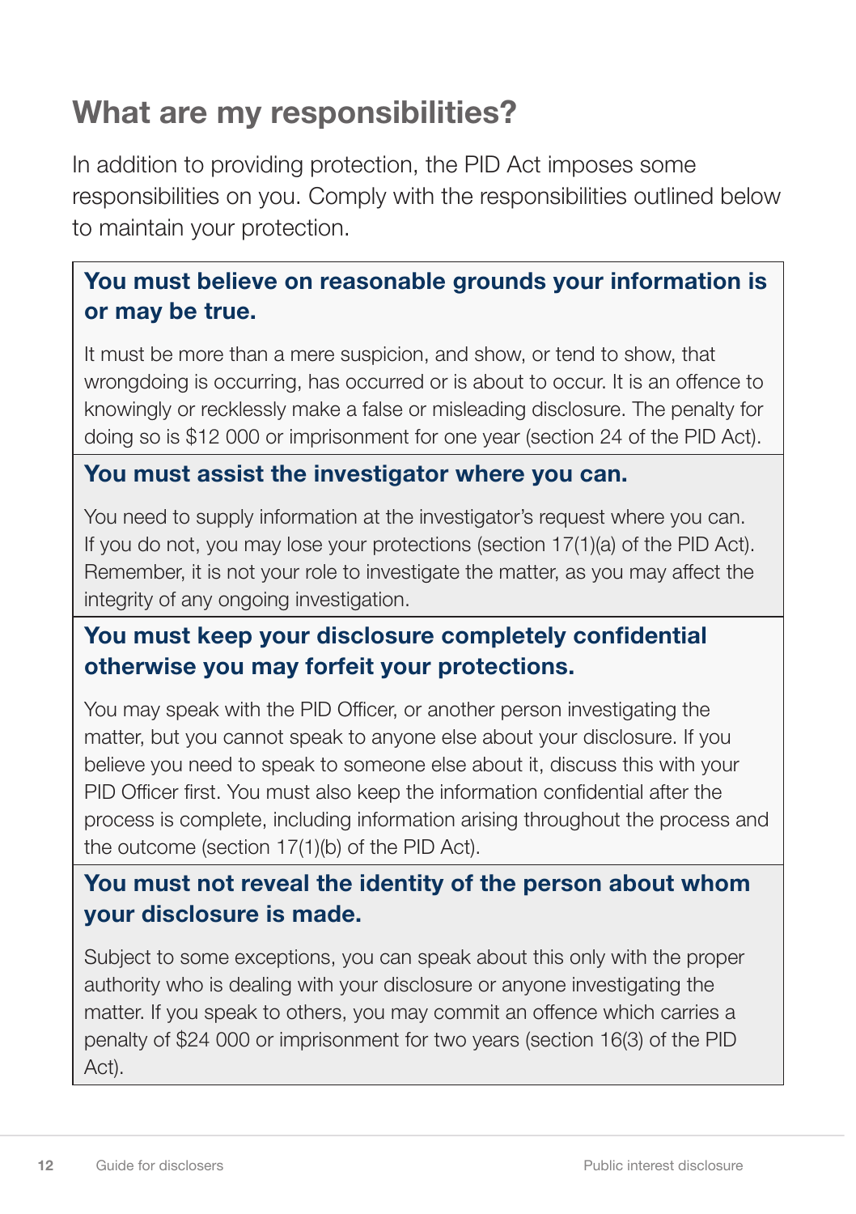## What are my responsibilities?

In addition to providing protection, the PID Act imposes some responsibilities on you. Comply with the responsibilities outlined below to maintain your protection.

### You must believe on reasonable grounds your information is or may be true.

It must be more than a mere suspicion, and show, or tend to show, that wrongdoing is occurring, has occurred or is about to occur. It is an offence to knowingly or recklessly make a false or misleading disclosure. The penalty for doing so is $12 000 or imprisonment for one year (section 24 of the PID Act).

### You must assist the investigator where you can.

You need to supply information at the investigator's request where you can. If you do not, you may lose your protections (section 17(1)(a) of the PID Act). Remember, it is not your role to investigate the matter, as you may affect the integrity of any ongoing investigation.

### You must keep your disclosure completely confidential otherwise you may forfeit your protections.

You may speak with the PID Officer, or another person investigating the matter, but you cannot speak to anyone else about your disclosure. If you believe you need to speak to someone else about it, discuss this with your PID Officer first. You must also keep the information confidential after the process is complete, including information arising throughout the process and the outcome (section 17(1)(b) of the PID Act).

### You must not reveal the identity of the person about whom your disclosure is made.

Subject to some exceptions, you can speak about this only with the proper authority who is dealing with your disclosure or anyone investigating the matter. If you speak to others, you may commit an offence which carries a penalty of $24 000 or imprisonment for two years (section 16(3) of the PID Act).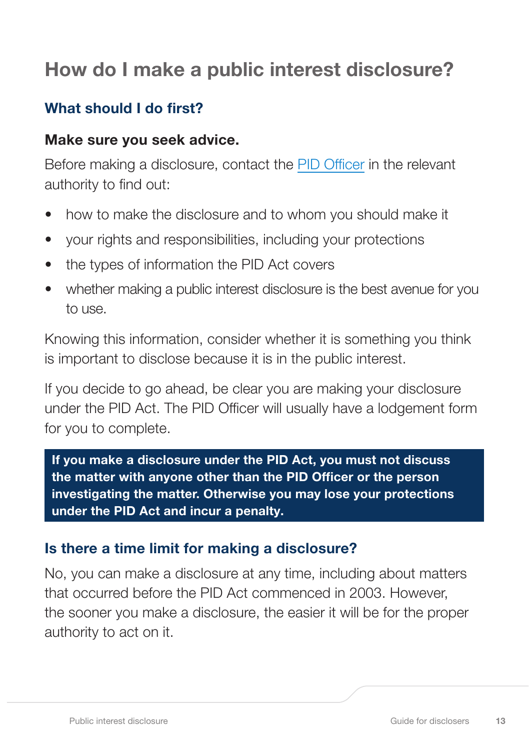# How do I make a public interest disclosure?

## What should I do first?

### Make sure you seek advice.

Before making a disclosure, contact the PID Officer in the relevant authority to find out:

- how to make the disclosure and to whom you should make it
- your rights and responsibilities, including your protections
- the types of information the PID Act covers
- whether making a public interest disclosure is the best avenue for you to use.

Knowing this information, consider whether it is something you think is important to disclose because it is in the public interest.

If you decide to go ahead, be clear you are making your disclosure under the PID Act. The PID Officer will usually have a lodgement form for you to complete.

**If you make a disclosure under the PID Act, you must not discuss the matter with anyone other than the PID Officer or the person investigating the matter. Otherwise you may lose your protections under the PID Act and incur a penalty.**

## Is there a time limit for making a disclosure?

No, you can make a disclosure at any time, including about matters that occurred before the PID Act commenced in 2003. However, the sooner you make a disclosure, the easier it will be for the proper authority to act on it.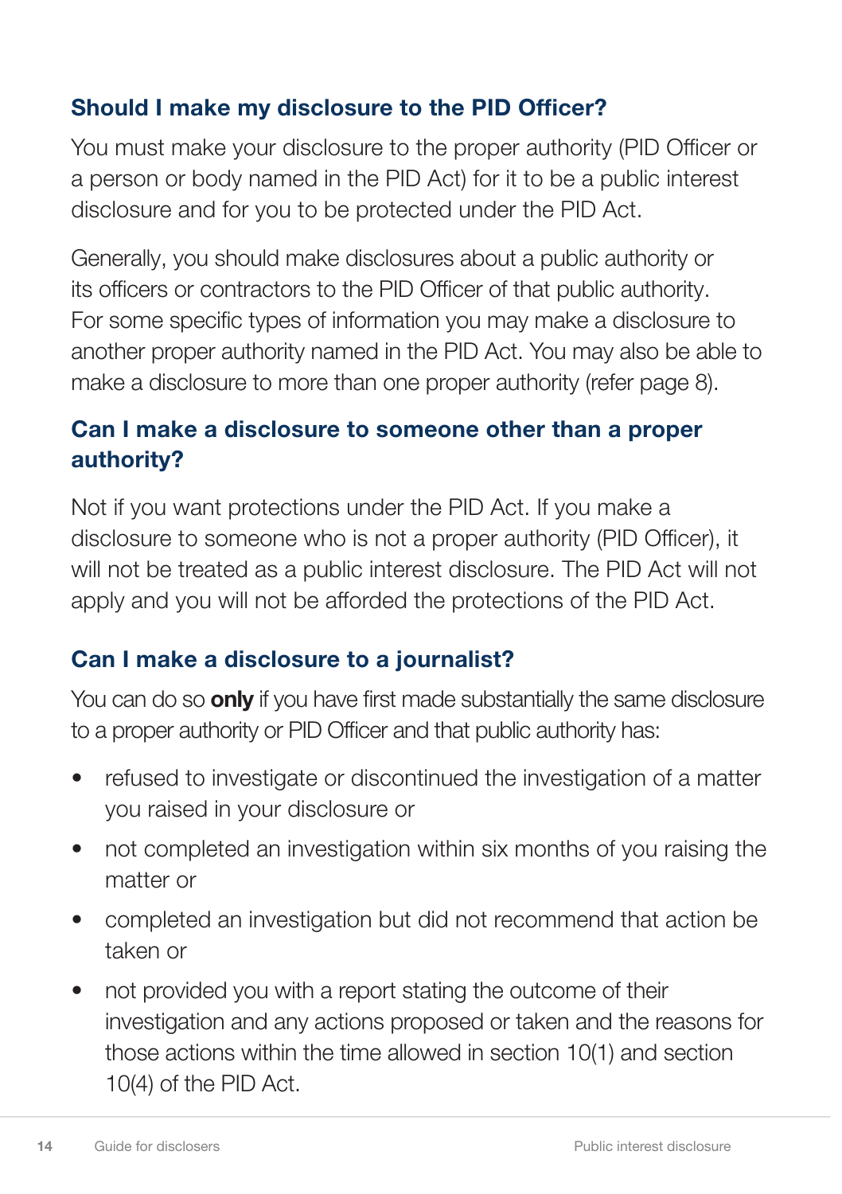## Should I make my disclosure to the PID Officer?

You must make your disclosure to the proper authority (PID Officer or a person or body named in the PID Act) for it to be a public interest disclosure and for you to be protected under the PID Act.

Generally, you should make disclosures about a public authority or its officers or contractors to the PID Officer of that public authority. For some specific types of information you may make a disclosure to another proper authority named in the PID Act. You may also be able to make a disclosure to more than one proper authority (refer page 8).

## Can I make a disclosure to someone other than a proper authority?

Not if you want protections under the PID Act. If you make a disclosure to someone who is not a proper authority (PID Officer), it will not be treated as a public interest disclosure. The PID Act will not apply and you will not be afforded the protections of the PID Act.

## Can I make a disclosure to a journalist?

You can do so **only** if you have first made substantially the same disclosure to a proper authority or PID Officer and that public authority has:

- refused to investigate or discontinued the investigation of a matter you raised in your disclosure or
- not completed an investigation within six months of you raising the matter or
- completed an investigation but did not recommend that action be taken or
- not provided you with a report stating the outcome of their investigation and any actions proposed or taken and the reasons for those actions within the time allowed in section 10(1) and section 10(4) of the PID Act.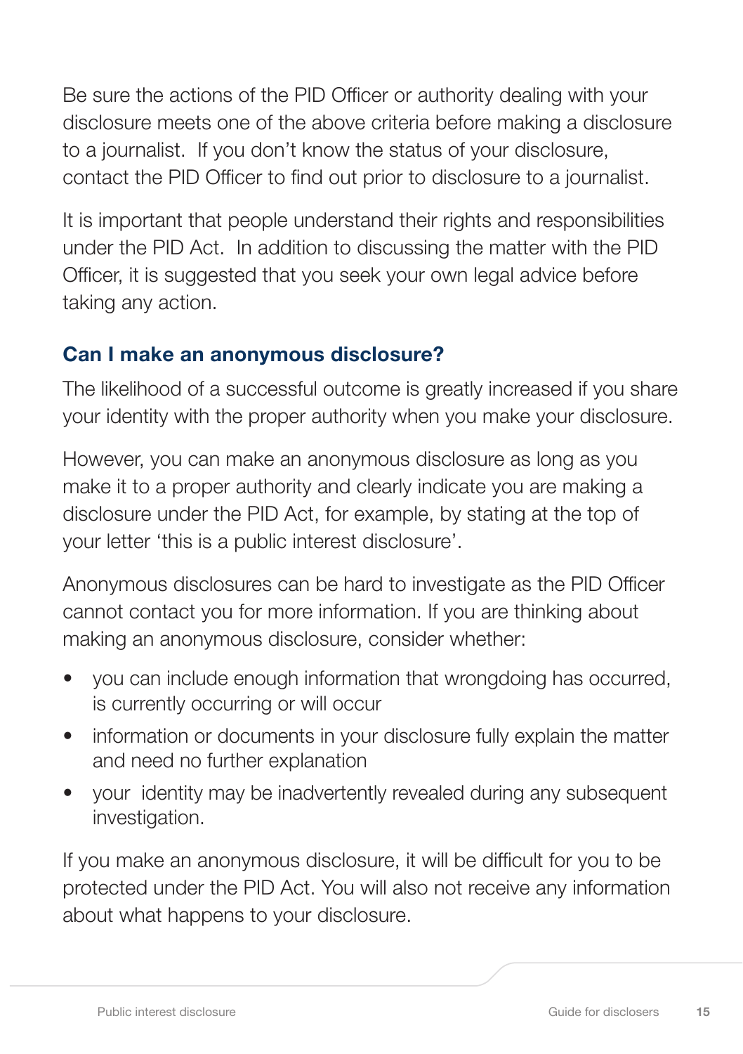Be sure the actions of the PID Officer or authority dealing with your disclosure meets one of the above criteria before making a disclosure to a journalist. If you don't know the status of your disclosure, contact the PID Officer to find out prior to disclosure to a journalist.

It is important that people understand their rights and responsibilities under the PID Act. In addition to discussing the matter with the PID Officer, it is suggested that you seek your own legal advice before taking any action.

### Can I make an anonymous disclosure?

The likelihood of a successful outcome is greatly increased if you share your identity with the proper authority when you make your disclosure.

However, you can make an anonymous disclosure as long as you make it to a proper authority and clearly indicate you are making a disclosure under the PID Act, for example, by stating at the top of your letter 'this is a public interest disclosure'.

Anonymous disclosures can be hard to investigate as the PID Officer cannot contact you for more information. If you are thinking about making an anonymous disclosure, consider whether:

- you can include enough information that wrongdoing has occurred, is currently occurring or will occur
- information or documents in your disclosure fully explain the matter and need no further explanation
- your identity may be inadvertently revealed during any subsequent investigation.

If you make an anonymous disclosure, it will be difficult for you to be protected under the PID Act. You will also not receive any information about what happens to your disclosure.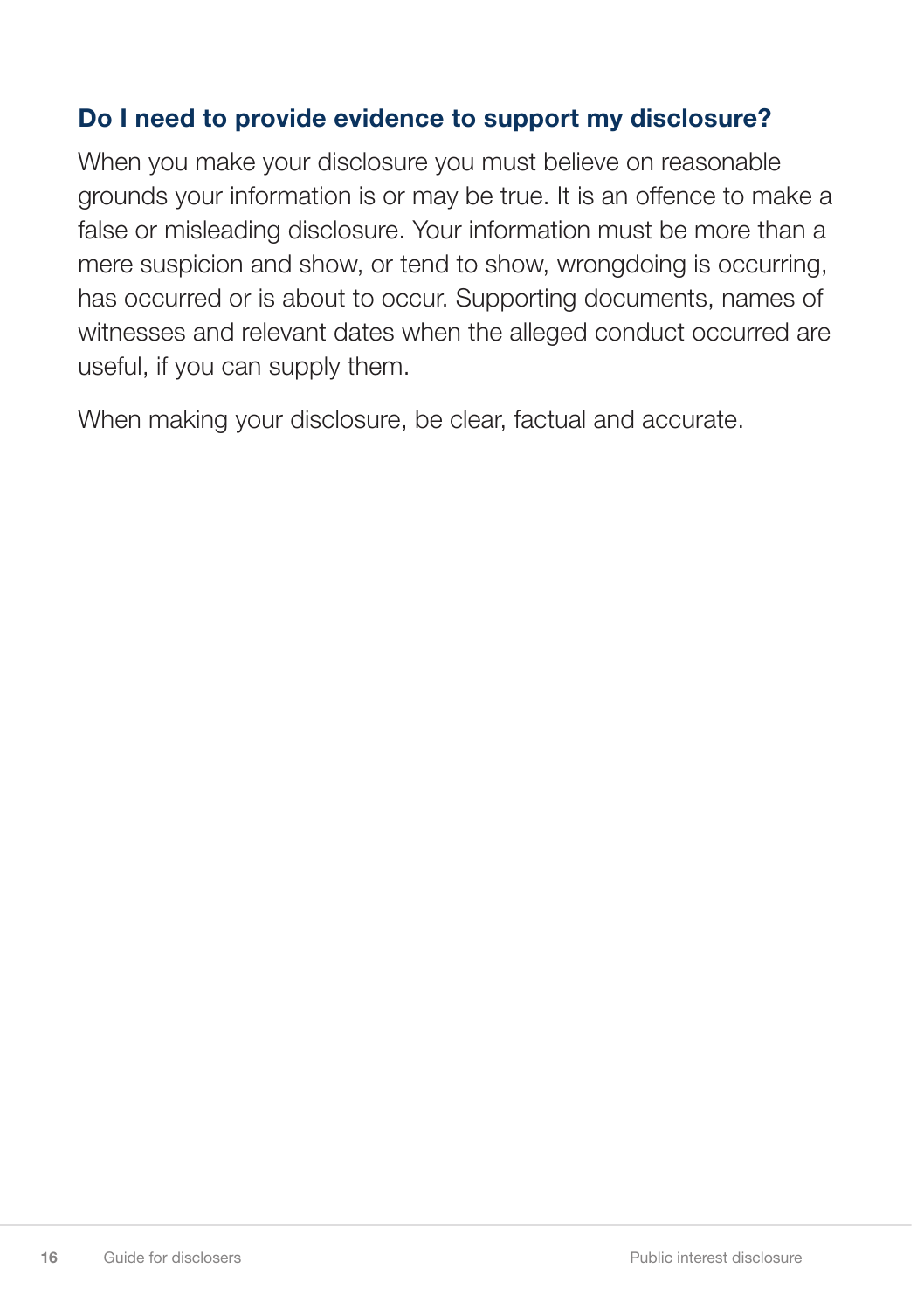## Do I need to provide evidence to support my disclosure?

When you make your disclosure you must believe on reasonable grounds your information is or may be true. It is an offence to make a false or misleading disclosure. Your information must be more than a mere suspicion and show, or tend to show, wrongdoing is occurring, has occurred or is about to occur. Supporting documents, names of witnesses and relevant dates when the alleged conduct occurred are useful, if you can supply them.

When making your disclosure, be clear, factual and accurate.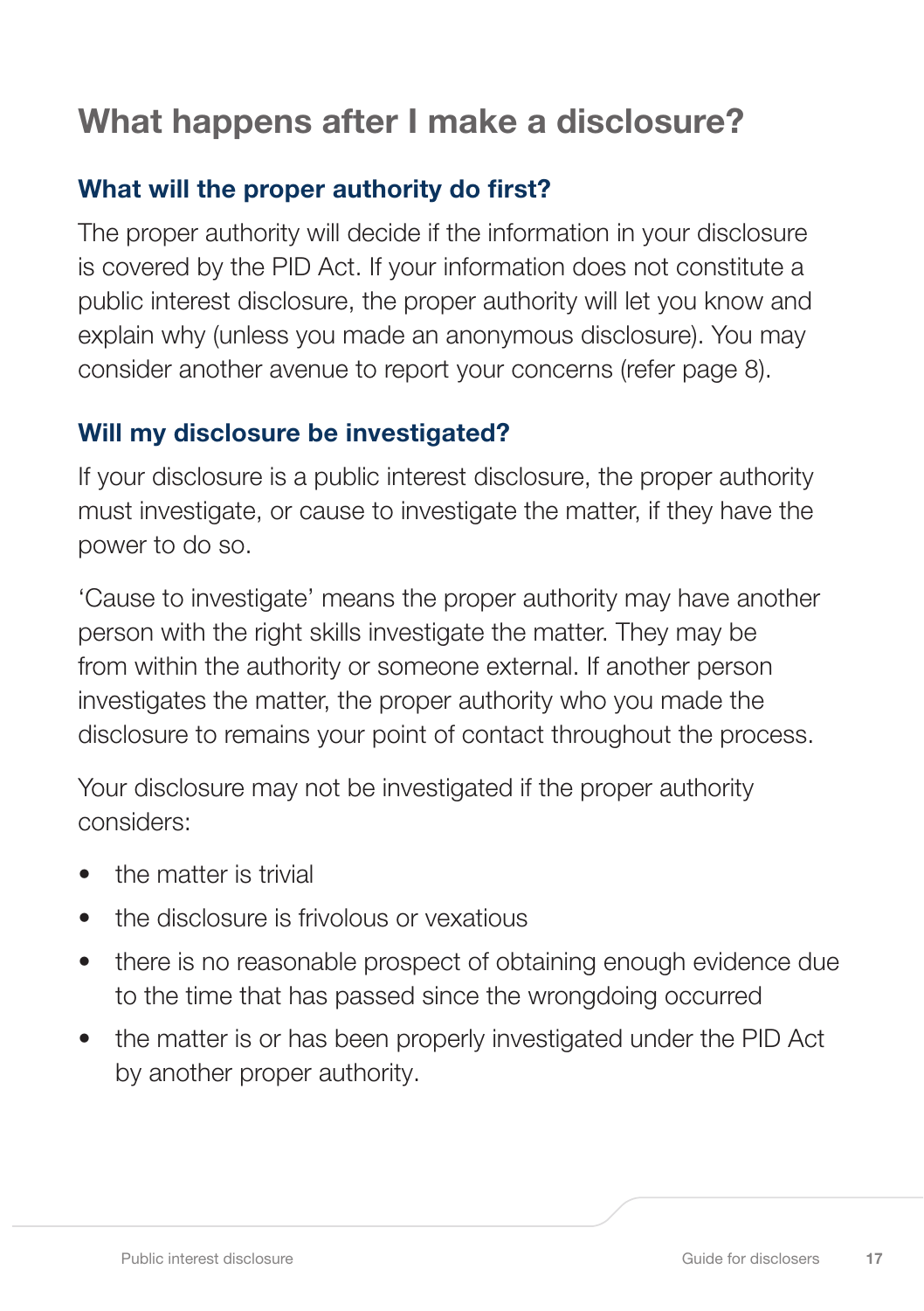# What happens after I make a disclosure?

## What will the proper authority do first?

The proper authority will decide if the information in your disclosure is covered by the PID Act. If your information does not constitute a public interest disclosure, the proper authority will let you know and explain why (unless you made an anonymous disclosure). You may consider another avenue to report your concerns (refer page 8).

## Will my disclosure be investigated?

If your disclosure is a public interest disclosure, the proper authority must investigate, or cause to investigate the matter, if they have the power to do so.

'Cause to investigate' means the proper authority may have another person with the right skills investigate the matter. They may be from within the authority or someone external. If another person investigates the matter, the proper authority who you made the disclosure to remains your point of contact throughout the process.

Your disclosure may not be investigated if the proper authority considers:

- the matter is trivial
- the disclosure is frivolous or vexatious
- there is no reasonable prospect of obtaining enough evidence due to the time that has passed since the wrongdoing occurred
- the matter is or has been properly investigated under the PID Act by another proper authority.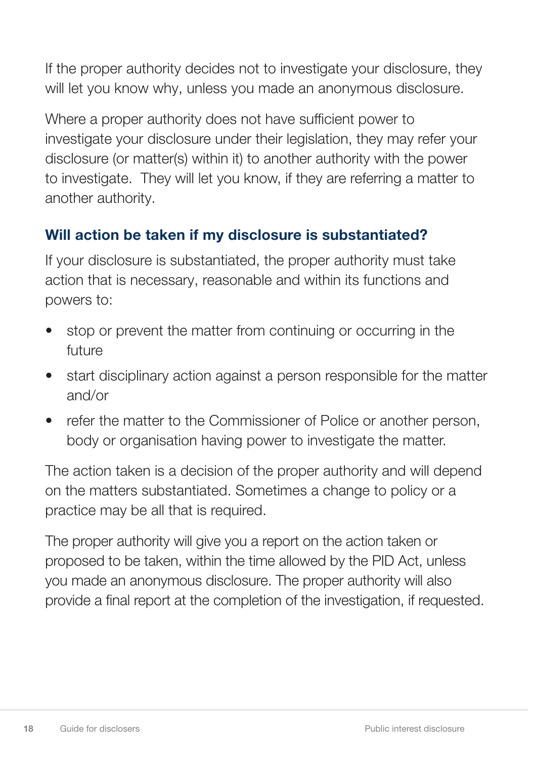If the proper authority decides not to investigate your disclosure, they will let you know why, unless you made an anonymous disclosure.

Where a proper authority does not have sufficient power to investigate your disclosure under their legislation, they may refer your disclosure (or matter(s) within it) to another authority with the power to investigate. They will let you know, if they are referring a matter to another authority.

### Will action be taken if my disclosure is substantiated?

If your disclosure is substantiated, the proper authority must take action that is necessary, reasonable and within its functions and powers to:

- stop or prevent the matter from continuing or occurring in the future
- start disciplinary action against a person responsible for the matter and/or
- refer the matter to the Commissioner of Police or another person, body or organisation having power to investigate the matter.

The action taken is a decision of the proper authority and will depend on the matters substantiated. Sometimes a change to policy or a practice may be all that is required.

The proper authority will give you a report on the action taken or proposed to be taken, within the time allowed by the PID Act, unless you made an anonymous disclosure. The proper authority will also provide a final report at the completion of the investigation, if requested.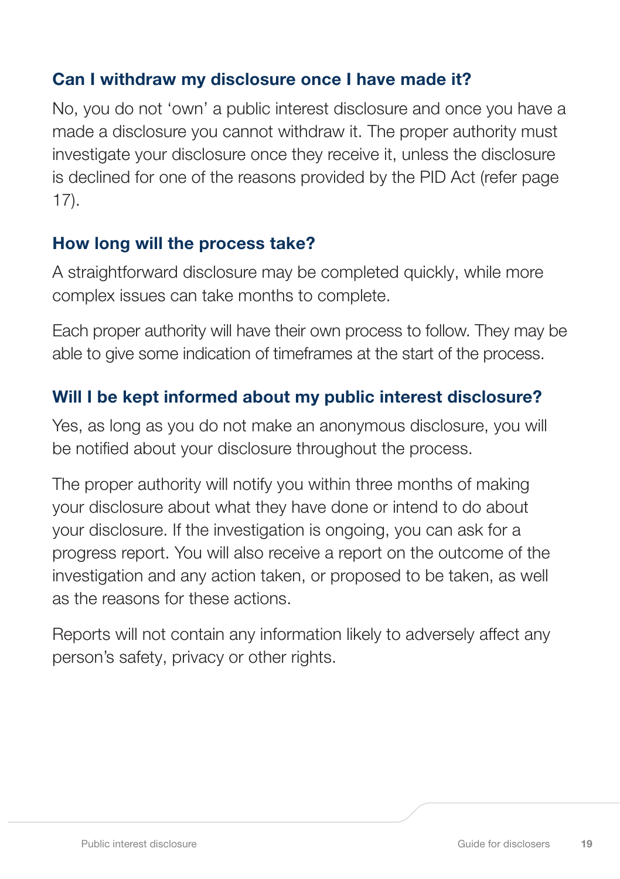### Can I withdraw my disclosure once I have made it?

No, you do not 'own' a public interest disclosure and once you have a made a disclosure you cannot withdraw it. The proper authority must investigate your disclosure once they receive it, unless the disclosure is declined for one of the reasons provided by the PID Act (refer page 17).

### How long will the process take?

A straightforward disclosure may be completed quickly, while more complex issues can take months to complete.

Each proper authority will have their own process to follow. They may be able to give some indication of timeframes at the start of the process.

### Will I be kept informed about my public interest disclosure?

Yes, as long as you do not make an anonymous disclosure, you will be notified about your disclosure throughout the process.

The proper authority will notify you within three months of making your disclosure about what they have done or intend to do about your disclosure. If the investigation is ongoing, you can ask for a progress report. You will also receive a report on the outcome of the investigation and any action taken, or proposed to be taken, as well as the reasons for these actions.

Reports will not contain any information likely to adversely affect any person's safety, privacy or other rights.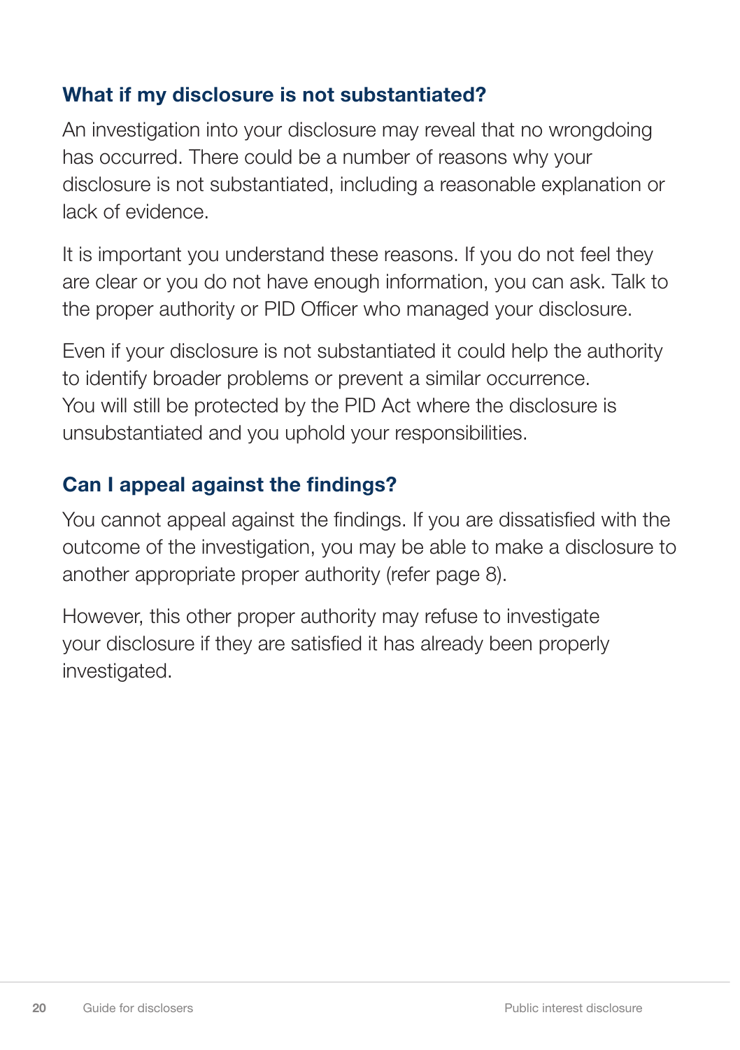### What if my disclosure is not substantiated?

An investigation into your disclosure may reveal that no wrongdoing has occurred. There could be a number of reasons why your disclosure is not substantiated, including a reasonable explanation or lack of evidence.

It is important you understand these reasons. If you do not feel they are clear or you do not have enough information, you can ask. Talk to the proper authority or PID Officer who managed your disclosure.

Even if your disclosure is not substantiated it could help the authority to identify broader problems or prevent a similar occurrence. You will still be protected by the PID Act where the disclosure is unsubstantiated and you uphold your responsibilities.

### Can I appeal against the findings?

You cannot appeal against the findings. If you are dissatisfied with the outcome of the investigation, you may be able to make a disclosure to another appropriate proper authority (refer page 8).

However, this other proper authority may refuse to investigate your disclosure if they are satisfied it has already been properly investigated.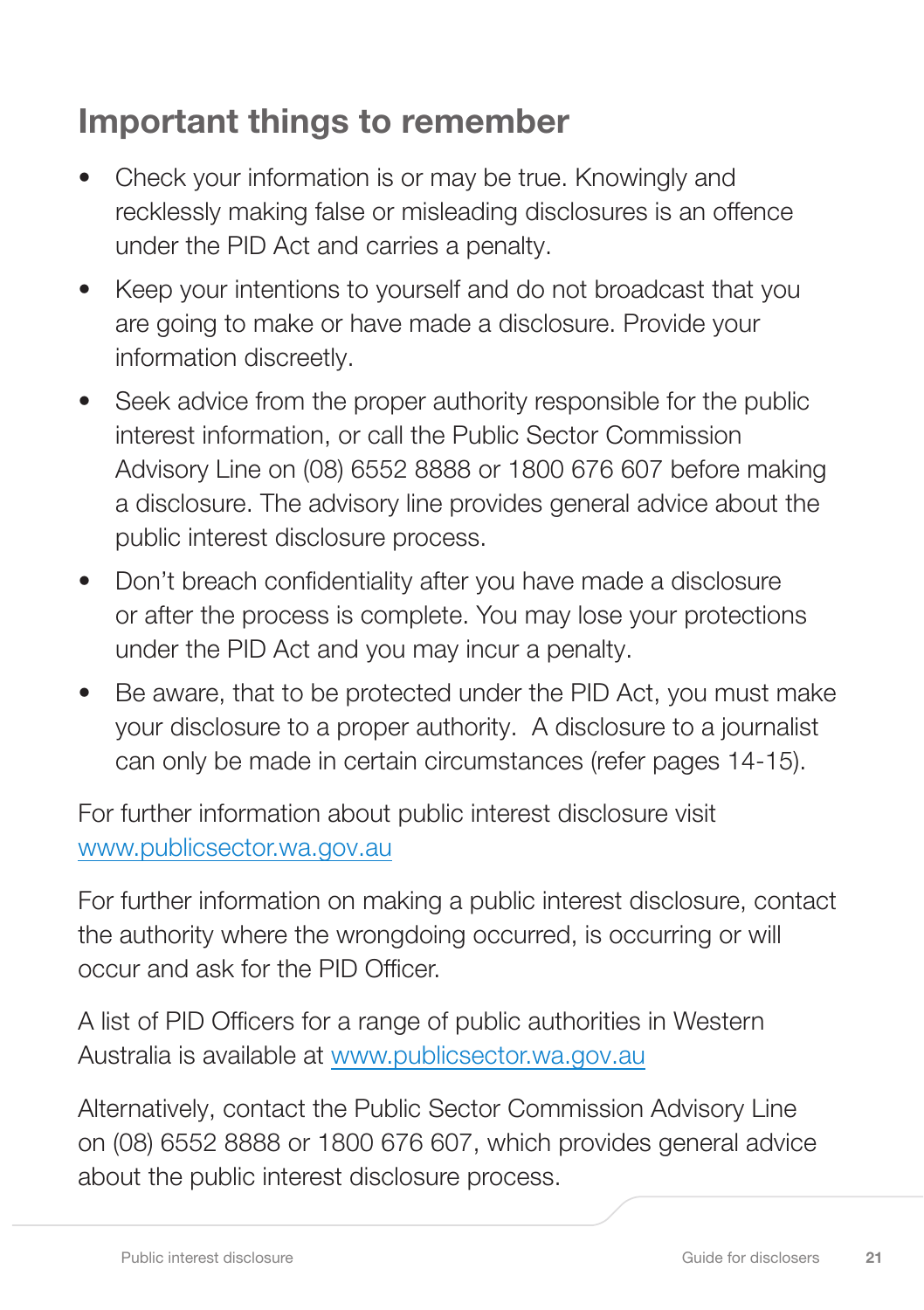## Important things to remember

- Check your information is or may be true. Knowingly and recklessly making false or misleading disclosures is an offence under the PID Act and carries a penalty.
- Keep your intentions to yourself and do not broadcast that you are going to make or have made a disclosure. Provide your information discreetly.
- Seek advice from the proper authority responsible for the public interest information, or call the Public Sector Commission Advisory Line on (08) 6552 8888 or 1800 676 607 before making a disclosure. The advisory line provides general advice about the public interest disclosure process.
- Don't breach confidentiality after you have made a disclosure or after the process is complete. You may lose your protections under the PID Act and you may incur a penalty.
- Be aware, that to be protected under the PID Act, you must make your disclosure to a proper authority. A disclosure to a journalist can only be made in certain circumstances (refer pages 14-15).

For further information about public interest disclosure visit [www.publicsector.wa.gov.au](http://www.publicsector.wa.gov.au)

For further information on making a public interest disclosure, contact the authority where the wrongdoing occurred, is occurring or will occur and ask for the PID Officer.

A list of PID Officers for a range of public authorities in Western Australia is available at [www.publicsector.wa.gov.au](http://www.publicsector.wa.gov.au)

Alternatively, contact the Public Sector Commission Advisory Line on (08) 6552 8888 or 1800 676 607, which provides general advice about the public interest disclosure process.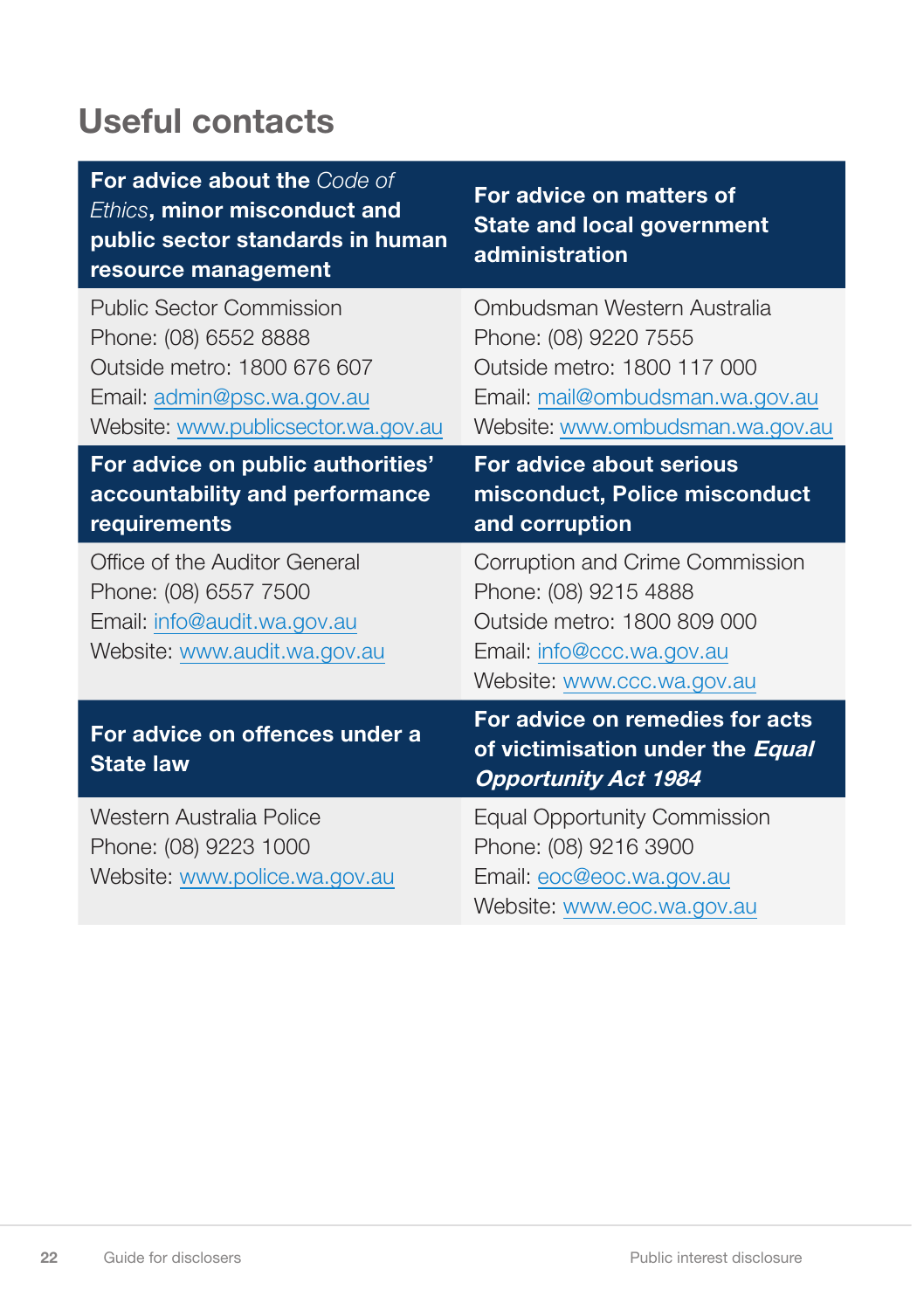# Useful contacts

| For advice about the *Code of Ethics*, minor misconduct and public sector standards in human resource management | For advice on matters of State and local government administration |
|---|---|
| Public Sector Commission<br>Phone: (08) 6552 8888<br>Outside metro: 1800 676 607<br>Email: admin@psc.wa.gov.au<br>Website: www.publicsector.wa.gov.au | Ombudsman Western Australia<br>Phone: (08) 9220 7555<br>Outside metro: 1800 117 000<br>Email: mail@ombudsman.wa.gov.au<br>Website: www.ombudsman.wa.gov.au |
| **For advice on public authorities' accountability and performance requirements** | **For advice about serious misconduct, Police misconduct and corruption** |
| Office of the Auditor General<br>Phone: (08) 6557 7500<br>Email: info@audit.wa.gov.au<br>Website: www.audit.wa.gov.au | Corruption and Crime Commission<br>Phone: (08) 9215 4888<br>Outside metro: 1800 809 000<br>Email: info@ccc.wa.gov.au<br>Website: www.ccc.wa.gov.au |
| **For advice on offences under a State law** | **For advice on remedies for acts of victimisation under the *Equal Opportunity Act 1984*** |
| Western Australia Police<br>Phone: (08) 9223 1000<br>Website: www.police.wa.gov.au | Equal Opportunity Commission<br>Phone: (08) 9216 3900<br>Email: eoc@eoc.wa.gov.au<br>Website: www.eoc.wa.gov.au |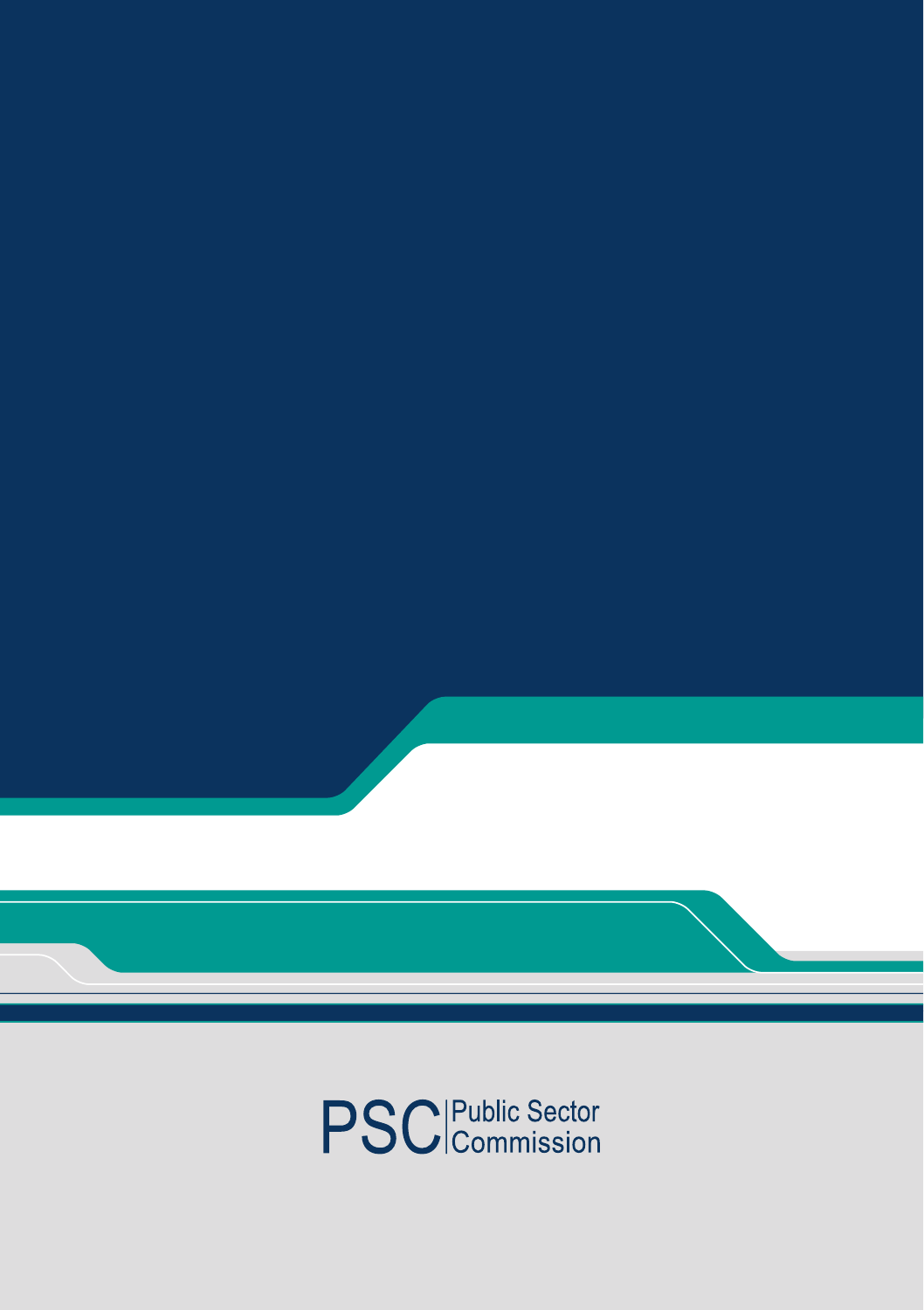PSC | Public Sector Commission